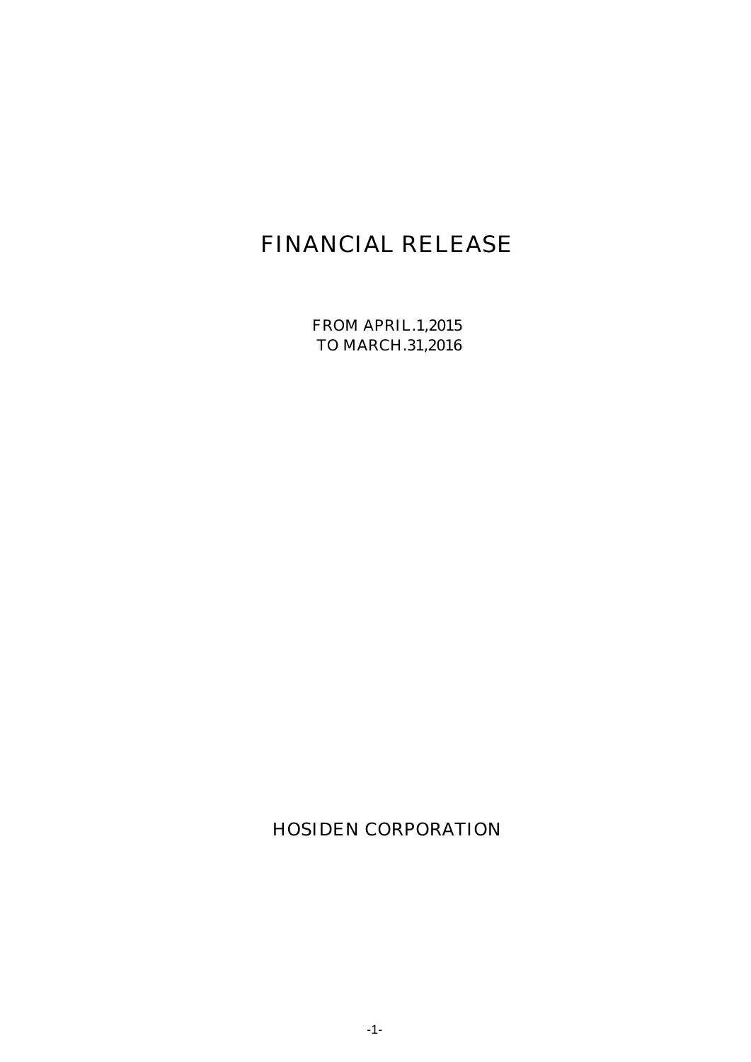# FINANCIAL RELEASE

FROM APRIL.1,2015
TO MARCH.31,2016

HOSIDEN CORPORATION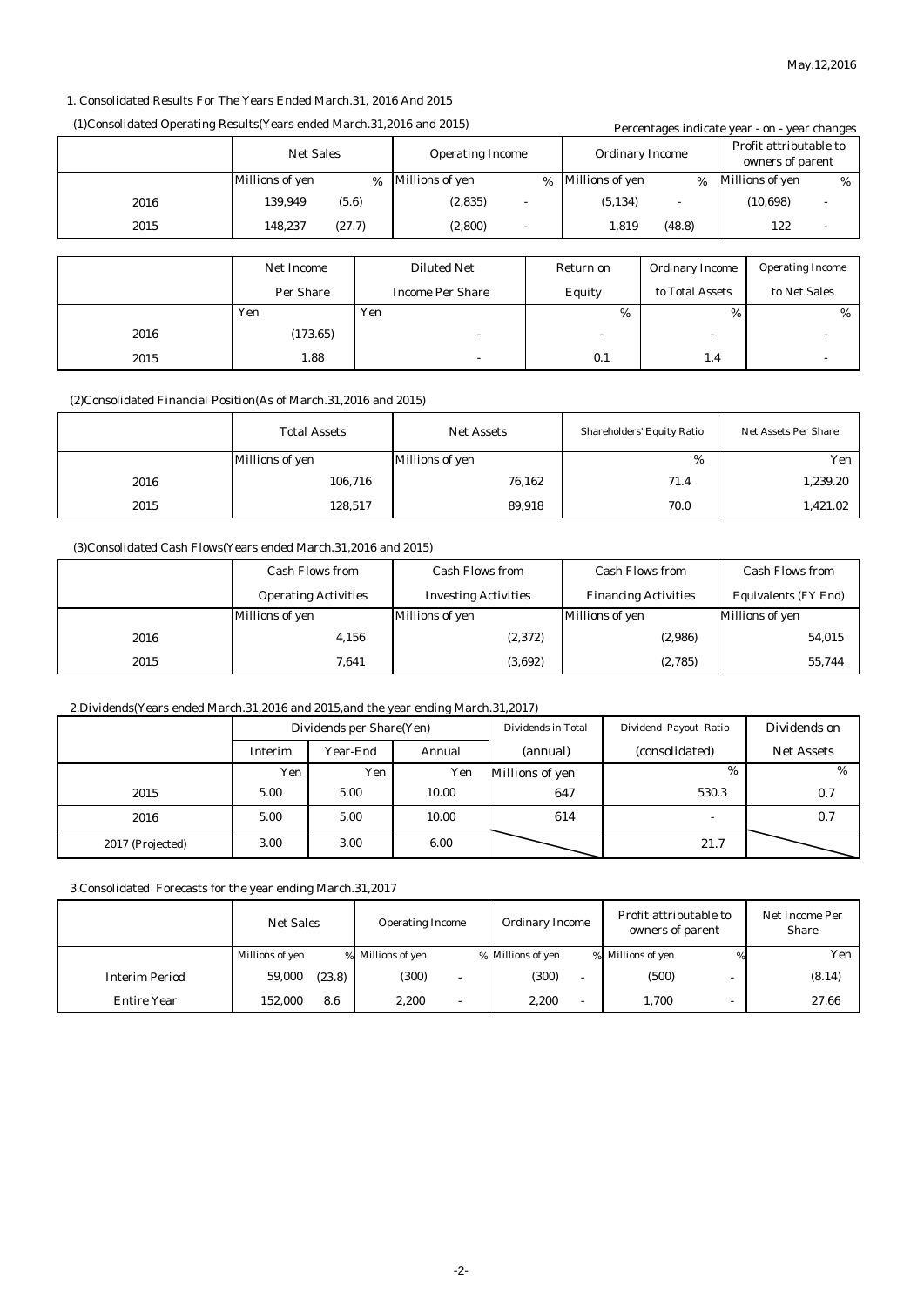May.12,2016

1. Consolidated Results For The Years Ended March.31, 2016 And 2015

(1)Consolidated Operating Results(Years ended March.31,2016 and 2015)

Percentages indicate year - on - year changes

| | Net Sales | | Operating Income | | Ordinary Income | | Profit attributable to owners of parent | |
|---|---|---|---|---|---|---|---|---|
| | Millions of yen | % | Millions of yen | % | Millions of yen | % | Millions of yen | % |
| 2016 | 139,949 | (5.6) | (2,835) | - | (5,134) | - | (10,698) | - |
| 2015 | 148,237 | (27.7) | (2,800) | - | 1,819 | (48.8) | 122 | - |

| | Net Income Per Share | Diluted Net Income Per Share | Return on Equity | Ordinary Income to Total Assets | Operating Income to Net Sales |
|---|---|---|---|---|---|
| | Yen | Yen | % | % | % |
| 2016 | (173.65) | - | - | - | - |
| 2015 | 1.88 | - | 0.1 | 1.4 | - |

(2)Consolidated Financial Position(As of March.31,2016 and 2015)

| | Total Assets | Net Assets | Shareholders' Equity Ratio | Net Assets Per Share |
|---|---|---|---|---|
| | Millions of yen | Millions of yen | % | Yen |
| 2016 | 106,716 | 76,162 | 71.4 | 1,239.20 |
| 2015 | 128,517 | 89,918 | 70.0 | 1,421.02 |

(3)Consolidated Cash Flows(Years ended March.31,2016 and 2015)

| | Cash Flows from Operating Activities | Cash Flows from Investing Activities | Cash Flows from Financing Activities | Cash Flows from Equivalents (FY End) |
|---|---|---|---|---|
| | Millions of yen | Millions of yen | Millions of yen | Millions of yen |
| 2016 | 4,156 | (2,372) | (2,986) | 54,015 |
| 2015 | 7,641 | (3,692) | (2,785) | 55,744 |

2.Dividends(Years ended March.31,2016 and 2015,and the year ending March.31,2017)

| | Dividends per Share(Yen) | | | Dividends in Total | Dividend Payout Ratio | Dividends on |
|---|---|---|---|---|---|---|
| | Interim | Year-End | Annual | (annual) | (consolidated) | Net Assets |
| | Yen | Yen | Yen | Millions of yen | % | % |
| 2015 | 5.00 | 5.00 | 10.00 | 647 | 530.3 | 0.7 |
| 2016 | 5.00 | 5.00 | 10.00 | 614 | - | 0.7 |
| 2017 (Projected) | 3.00 | 3.00 | 6.00 | | 21.7 | |

3.Consolidated Forecasts for the year ending March.31,2017

| | Net Sales | | Operating Income | | Ordinary Income | | Profit attributable to owners of parent | | Net Income Per Share |
|---|---|---|---|---|---|---|---|---|---|
| | Millions of yen | % | Millions of yen | % | Millions of yen | % | Millions of yen | % | Yen |
| Interim Period | 59,000 | (23.8) | (300) | - | (300) | - | (500) | - | (8.14) |
| Entire Year | 152,000 | 8.6 | 2,200 | - | 2,200 | - | 1,700 | - | 27.66 |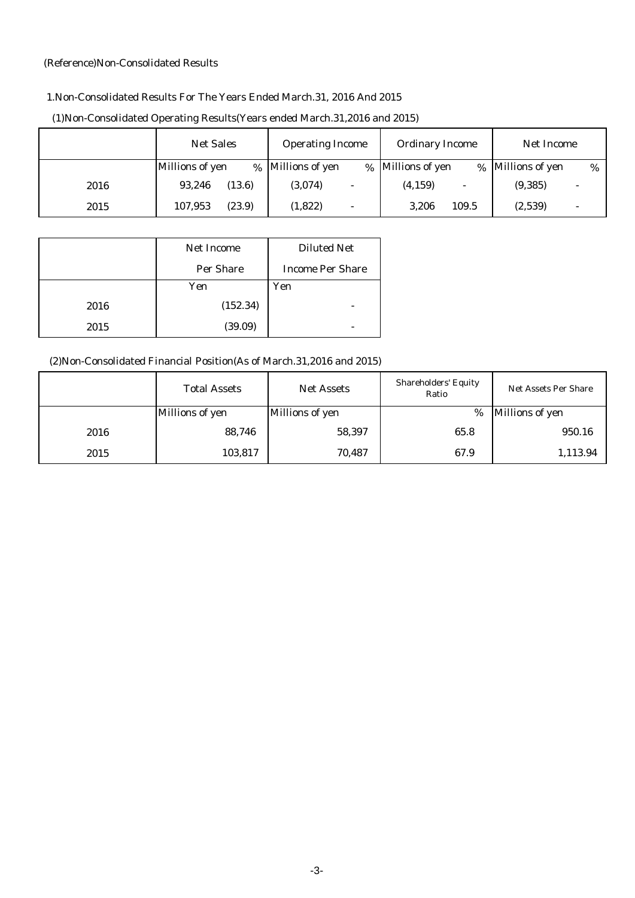(Reference)Non-Consolidated Results

1.Non-Consolidated Results For The Years Ended March.31, 2016 And 2015

(1)Non-Consolidated Operating Results(Years ended March.31,2016 and 2015)

| | Net Sales | | Operating Income | | Ordinary Income | | Net Income | |
|---|---|---|---|---|---|---|---|---|
| | Millions of yen | % | Millions of yen | % | Millions of yen | % | Millions of yen | % |
| 2016 | 93,246 | (13.6) | (3,074) | - | (4,159) | - | (9,385) | - |
| 2015 | 107,953 | (23.9) | (1,822) | - | 3,206 | 109.5 | (2,539) | - |

| | Net Income Per Share | Diluted Net Income Per Share |
|---|---|---|
| | Yen | Yen |
| 2016 | (152.34) | - |
| 2015 | (39.09) | - |

(2)Non-Consolidated Financial Position(As of March.31,2016 and 2015)

| | Total Assets | Net Assets | Shareholders' Equity Ratio | Net Assets Per Share |
|---|---|---|---|---|
| | Millions of yen | Millions of yen | % | Millions of yen |
| 2016 | 88,746 | 58,397 | 65.8 | 950.16 |
| 2015 | 103,817 | 70,487 | 67.9 | 1,113.94 |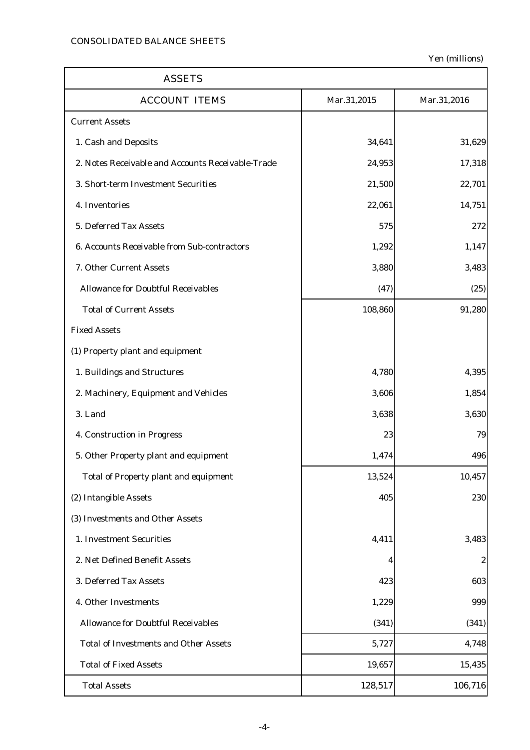CONSOLIDATED BALANCE SHEETS

Yen (millions)

| ASSETS | | |
|---|---|---|
| ACCOUNT ITEMS | Mar.31,2015 | Mar.31,2016 |
| Current Assets | | |
| 1. Cash and Deposits | 34,641 | 31,629 |
| 2. Notes Receivable and Accounts Receivable-Trade | 24,953 | 17,318 |
| 3. Short-term Investment Securities | 21,500 | 22,701 |
| 4. Inventories | 22,061 | 14,751 |
| 5. Deferred Tax Assets | 575 | 272 |
| 6. Accounts Receivable from Sub-contractors | 1,292 | 1,147 |
| 7. Other Current Assets | 3,880 | 3,483 |
| Allowance for Doubtful Receivables | (47) | (25) |
| Total of Current Assets | 108,860 | 91,280 |
| Fixed Assets | | |
| (1) Property plant and equipment | | |
| 1. Buildings and Structures | 4,780 | 4,395 |
| 2. Machinery, Equipment and Vehicles | 3,606 | 1,854 |
| 3. Land | 3,638 | 3,630 |
| 4. Construction in Progress | 23 | 79 |
| 5. Other Property plant and equipment | 1,474 | 496 |
| Total of Property plant and equipment | 13,524 | 10,457 |
| (2) Intangible Assets | 405 | 230 |
| (3) Investments and Other Assets | | |
| 1. Investment Securities | 4,411 | 3,483 |
| 2. Net Defined Benefit Assets | 4 | 2 |
| 3. Deferred Tax Assets | 423 | 603 |
| 4. Other Investments | 1,229 | 999 |
| Allowance for Doubtful Receivables | (341) | (341) |
| Total of Investments and Other Assets | 5,727 | 4,748 |
| Total of Fixed Assets | 19,657 | 15,435 |
| Total Assets | 128,517 | 106,716 |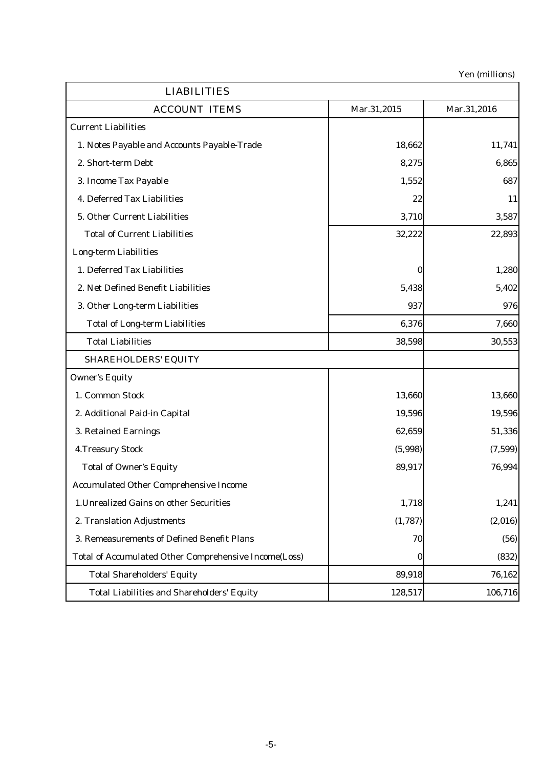Yen (millions)

| LIABILITIES | | |
|---|---|---|
| ACCOUNT ITEMS | Mar.31,2015 | Mar.31,2016 |
| Current Liabilities | | |
| 1. Notes Payable and Accounts Payable-Trade | 18,662 | 11,741 |
| 2. Short-term Debt | 8,275 | 6,865 |
| 3. Income Tax Payable | 1,552 | 687 |
| 4. Deferred Tax Liabilities | 22 | 11 |
| 5. Other Current Liabilities | 3,710 | 3,587 |
| Total of Current Liabilities | 32,222 | 22,893 |
| Long-term Liabilities | | |
| 1. Deferred Tax Liabilities | 0 | 1,280 |
| 2. Net Defined Benefit Liabilities | 5,438 | 5,402 |
| 3. Other Long-term Liabilities | 937 | 976 |
| Total of Long-term Liabilities | 6,376 | 7,660 |
| Total Liabilities | 38,598 | 30,553 |
| SHAREHOLDERS' EQUITY | | |
| Owner's Equity | | |
| 1. Common Stock | 13,660 | 13,660 |
| 2. Additional Paid-in Capital | 19,596 | 19,596 |
| 3. Retained Earnings | 62,659 | 51,336 |
| 4.Treasury Stock | (5,998) | (7,599) |
| Total of Owner's Equity | 89,917 | 76,994 |
| Accumulated Other Comprehensive Income | | |
| 1.Unrealized Gains on other Securities | 1,718 | 1,241 |
| 2. Translation Adjustments | (1,787) | (2,016) |
| 3. Remeasurements of Defined Benefit Plans | 70 | (56) |
| Total of Accumulated Other Comprehensive Income(Loss) | 0 | (832) |
| Total Shareholders' Equity | 89,918 | 76,162 |
| Total Liabilities and Shareholders' Equity | 128,517 | 106,716 |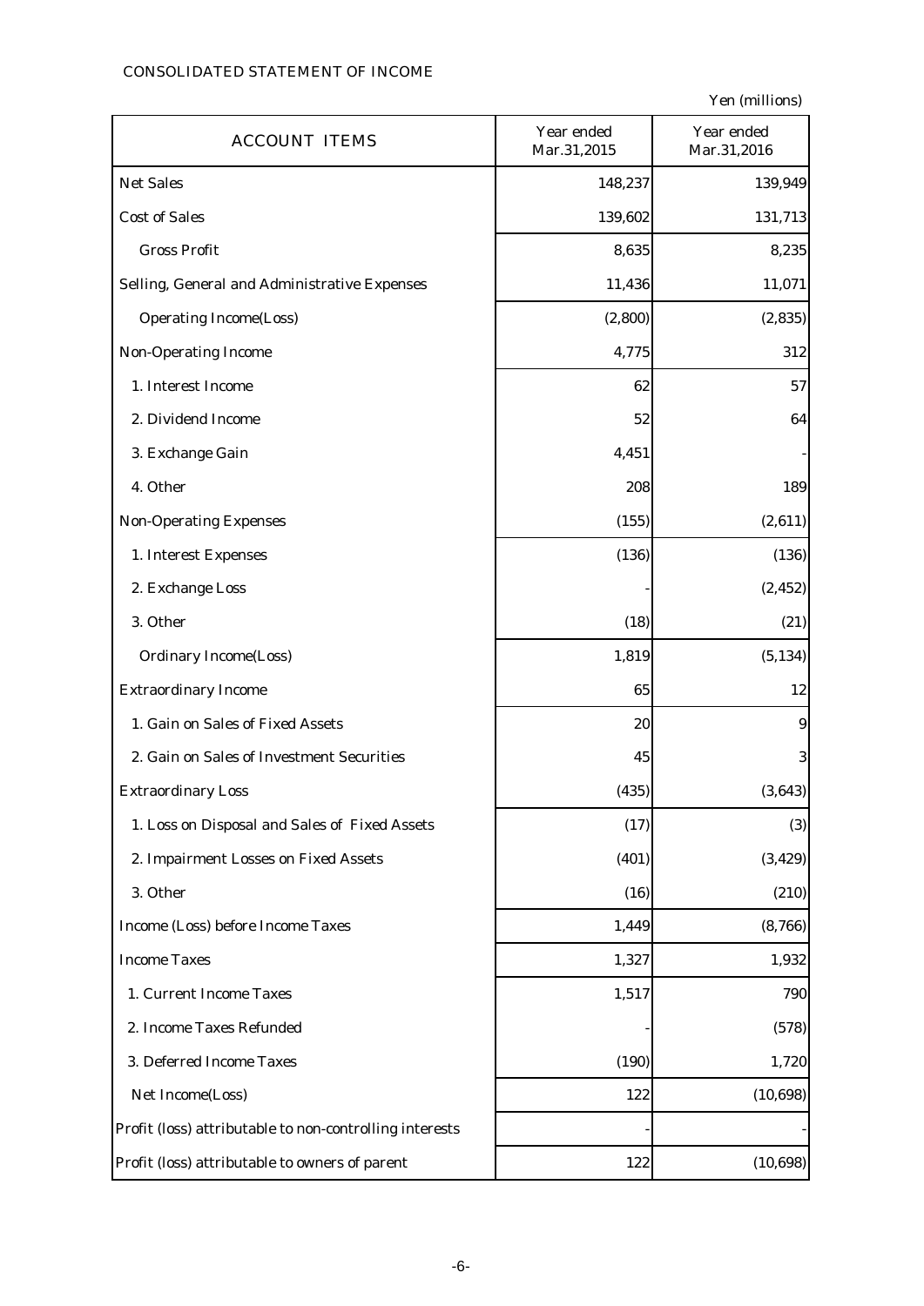CONSOLIDATED STATEMENT OF INCOME

Yen (millions)

| ACCOUNT ITEMS | Year ended Mar.31,2015 | Year ended Mar.31,2016 |
|---|---|---|
| Net Sales | 148,237 | 139,949 |
| Cost of Sales | 139,602 | 131,713 |
| Gross Profit | 8,635 | 8,235 |
| Selling, General and Administrative Expenses | 11,436 | 11,071 |
| Operating Income(Loss) | (2,800) | (2,835) |
| Non-Operating Income | 4,775 | 312 |
| 1. Interest Income | 62 | 57 |
| 2. Dividend Income | 52 | 64 |
| 3. Exchange Gain | 4,451 | - |
| 4. Other | 208 | 189 |
| Non-Operating Expenses | (155) | (2,611) |
| 1. Interest Expenses | (136) | (136) |
| 2. Exchange Loss | - | (2,452) |
| 3. Other | (18) | (21) |
| Ordinary Income(Loss) | 1,819 | (5,134) |
| Extraordinary Income | 65 | 12 |
| 1. Gain on Sales of Fixed Assets | 20 | 9 |
| 2. Gain on Sales of Investment Securities | 45 | 3 |
| Extraordinary Loss | (435) | (3,643) |
| 1. Loss on Disposal and Sales of Fixed Assets | (17) | (3) |
| 2. Impairment Losses on Fixed Assets | (401) | (3,429) |
| 3. Other | (16) | (210) |
| Income (Loss) before Income Taxes | 1,449 | (8,766) |
| Income Taxes | 1,327 | 1,932 |
| 1. Current Income Taxes | 1,517 | 790 |
| 2. Income Taxes Refunded | - | (578) |
| 3. Deferred Income Taxes | (190) | 1,720 |
| Net Income(Loss) | 122 | (10,698) |
| Profit (loss) attributable to non-controlling interests | - | - |
| Profit (loss) attributable to owners of parent | 122 | (10,698) |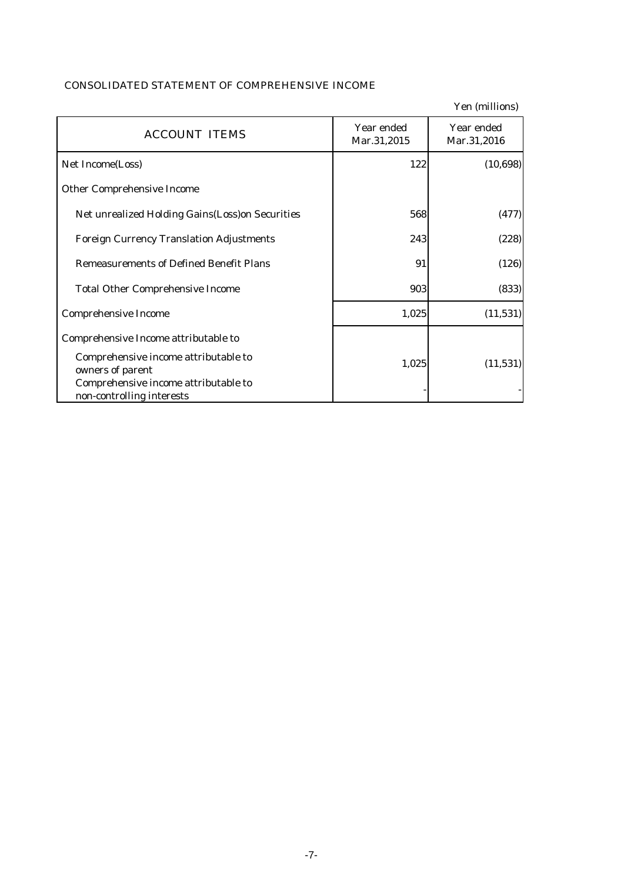## CONSOLIDATED STATEMENT OF COMPREHENSIVE INCOME

Yen (millions)

| ACCOUNT ITEMS | Year ended Mar.31,2015 | Year ended Mar.31,2016 |
|---|---|---|
| Net Income(Loss) | 122 | (10,698) |
| Other Comprehensive Income | | |
| Net unrealized Holding Gains(Loss)on Securities | 568 | (477) |
| Foreign Currency Translation Adjustments | 243 | (228) |
| Remeasurements of Defined Benefit Plans | 91 | (126) |
| Total Other Comprehensive Income | 903 | (833) |
| Comprehensive Income | 1,025 | (11,531) |
| Comprehensive Income attributable to | | |
| Comprehensive income attributable to owners of parent | 1,025 | (11,531) |
| Comprehensive income attributable to non-controlling interests | - | - |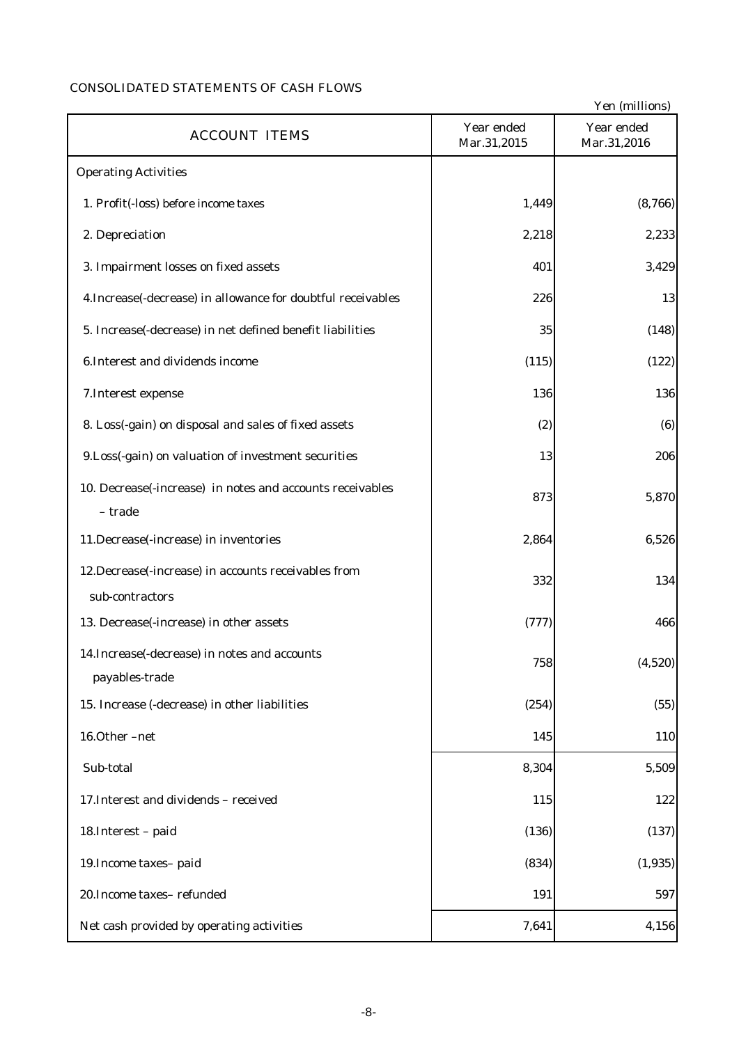CONSOLIDATED STATEMENTS OF CASH FLOWS

Yen (millions)

| ACCOUNT ITEMS | Year ended Mar.31,2015 | Year ended Mar.31,2016 |
|---|---|---|
| Operating Activities | | |
| 1. Profit(-loss) before income taxes | 1,449 | (8,766) |
| 2. Depreciation | 2,218 | 2,233 |
| 3. Impairment losses on fixed assets | 401 | 3,429 |
| 4.Increase(-decrease) in allowance for doubtful receivables | 226 | 13 |
| 5. Increase(-decrease) in net defined benefit liabilities | 35 | (148) |
| 6.Interest and dividends income | (115) | (122) |
| 7.Interest expense | 136 | 136 |
| 8. Loss(-gain) on disposal and sales of fixed assets | (2) | (6) |
| 9.Loss(-gain) on valuation of investment securities | 13 | 206 |
| 10. Decrease(-increase) in notes and accounts receivables – trade | 873 | 5,870 |
| 11.Decrease(-increase) in inventories | 2,864 | 6,526 |
| 12.Decrease(-increase) in accounts receivables from sub-contractors | 332 | 134 |
| 13. Decrease(-increase) in other assets | (777) | 466 |
| 14.Increase(-decrease) in notes and accounts payables-trade | 758 | (4,520) |
| 15. Increase (-decrease) in other liabilities | (254) | (55) |
| 16.Other –net | 145 | 110 |
| Sub-total | 8,304 | 5,509 |
| 17.Interest and dividends – received | 115 | 122 |
| 18.Interest – paid | (136) | (137) |
| 19.Income taxes– paid | (834) | (1,935) |
| 20.Income taxes– refunded | 191 | 597 |
| Net cash provided by operating activities | 7,641 | 4,156 |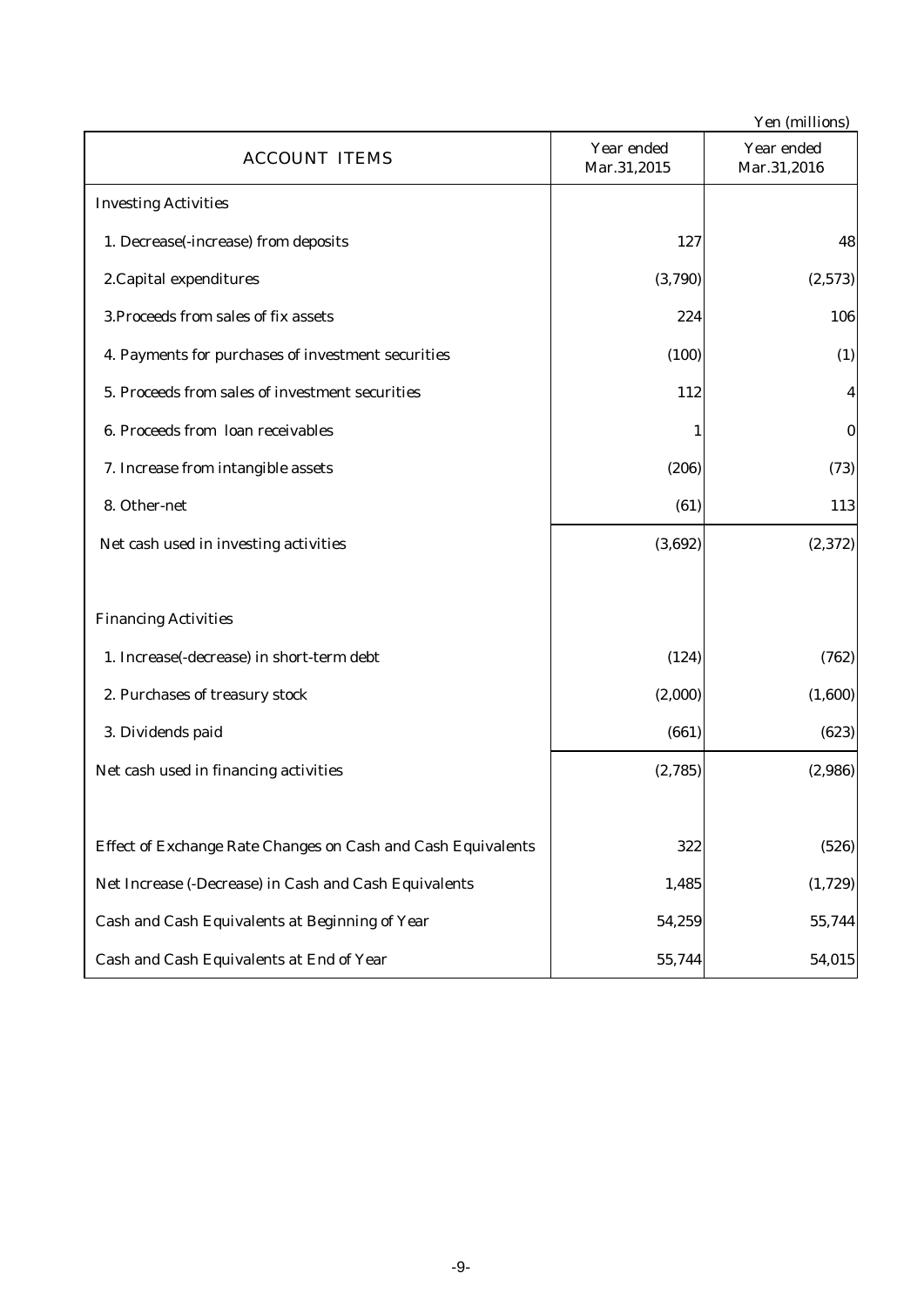Yen (millions)

| ACCOUNT ITEMS | Year ended Mar.31,2015 | Year ended Mar.31,2016 |
|---|---|---|
| Investing Activities | | |
| 1. Decrease(-increase) from deposits | 127 | 48 |
| 2.Capital expenditures | (3,790) | (2,573) |
| 3.Proceeds from sales of fix assets | 224 | 106 |
| 4. Payments for purchases of investment securities | (100) | (1) |
| 5. Proceeds from sales of investment securities | 112 | 4 |
| 6. Proceeds from loan receivables | 1 | 0 |
| 7. Increase from intangible assets | (206) | (73) |
| 8. Other-net | (61) | 113 |
| Net cash used in investing activities | (3,692) | (2,372) |
| | | |
| Financing Activities | | |
| 1. Increase(-decrease) in short-term debt | (124) | (762) |
| 2. Purchases of treasury stock | (2,000) | (1,600) |
| 3. Dividends paid | (661) | (623) |
| Net cash used in financing activities | (2,785) | (2,986) |
| | | |
| Effect of Exchange Rate Changes on Cash and Cash Equivalents | 322 | (526) |
| Net Increase (-Decrease) in Cash and Cash Equivalents | 1,485 | (1,729) |
| Cash and Cash Equivalents at Beginning of Year | 54,259 | 55,744 |
| Cash and Cash Equivalents at End of Year | 55,744 | 54,015 |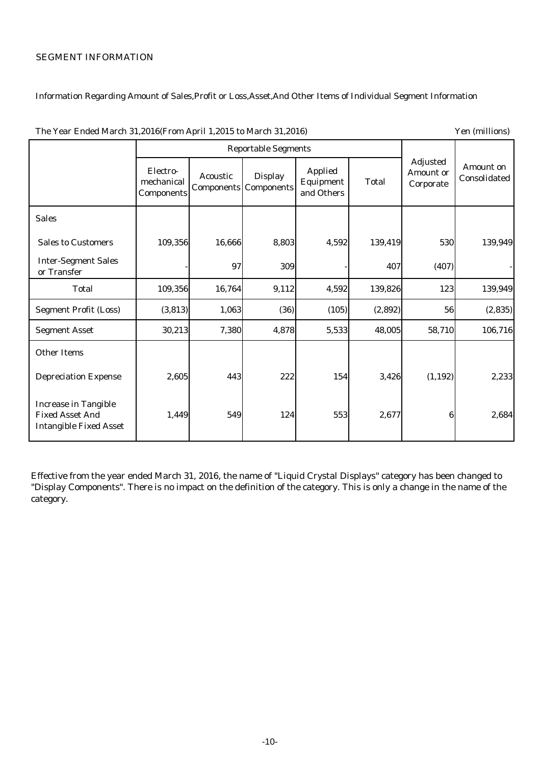SEGMENT INFORMATION

Information Regarding Amount of Sales,Profit or Loss,Asset,And Other Items of Individual Segment Information

The Year Ended March 31,2016(From April 1,2015 to March 31,2016) Yen (millions)

| | Reportable Segments | | | | | Adjusted Amount or Corporate | Amount on Consolidated |
|---|---|---|---|---|---|---|---|
| | Electro-mechanical Components | Acoustic Components | Display Components | Applied Equipment and Others | Total | | |
| Sales | | | | | | | |
| Sales to Customers | 109,356 | 16,666 | 8,803 | 4,592 | 139,419 | 530 | 139,949 |
| Inter-Segment Sales or Transfer | - | 97 | 309 | - | 407 | (407) | - |
| Total | 109,356 | 16,764 | 9,112 | 4,592 | 139,826 | 123 | 139,949 |
| Segment Profit (Loss) | (3,813) | 1,063 | (36) | (105) | (2,892) | 56 | (2,835) |
| Segment Asset | 30,213 | 7,380 | 4,878 | 5,533 | 48,005 | 58,710 | 106,716 |
| Other Items | | | | | | | |
| Depreciation Expense | 2,605 | 443 | 222 | 154 | 3,426 | (1,192) | 2,233 |
| Increase in Tangible Fixed Asset And Intangible Fixed Asset | 1,449 | 549 | 124 | 553 | 2,677 | 6 | 2,684 |

Effective from the year ended March 31, 2016, the name of "Liquid Crystal Displays" category has been changed to "Display Components". There is no impact on the definition of the category. This is only a change in the name of the category.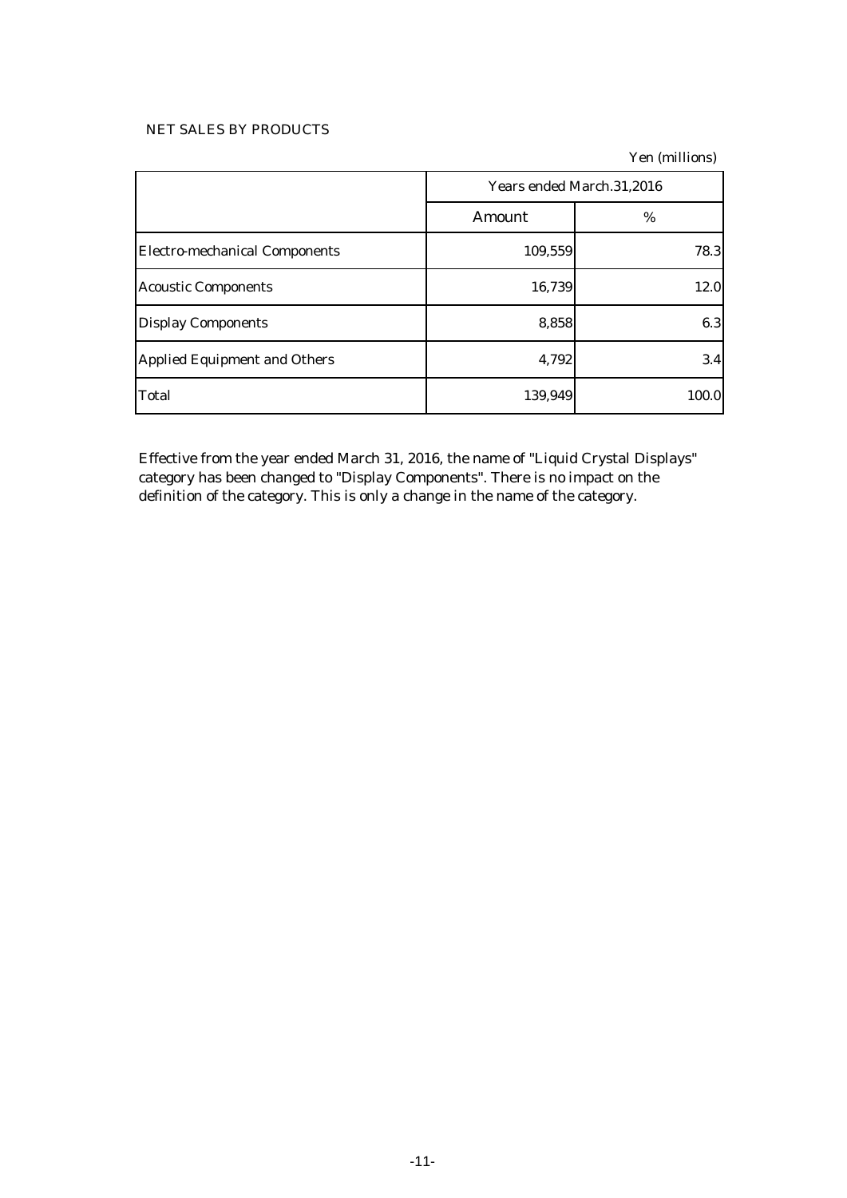NET SALES BY PRODUCTS

Yen (millions)

| | Years ended March.31,2016 | |
|---|---|---|
| | Amount | % |
| Electro-mechanical Components | 109,559 | 78.3 |
| Acoustic Components | 16,739 | 12.0 |
| Display Components | 8,858 | 6.3 |
| Applied Equipment and Others | 4,792 | 3.4 |
| Total | 139,949 | 100.0 |

Effective from the year ended March 31, 2016, the name of "Liquid Crystal Displays" category has been changed to "Display Components". There is no impact on the definition of the category. This is only a change in the name of the category.